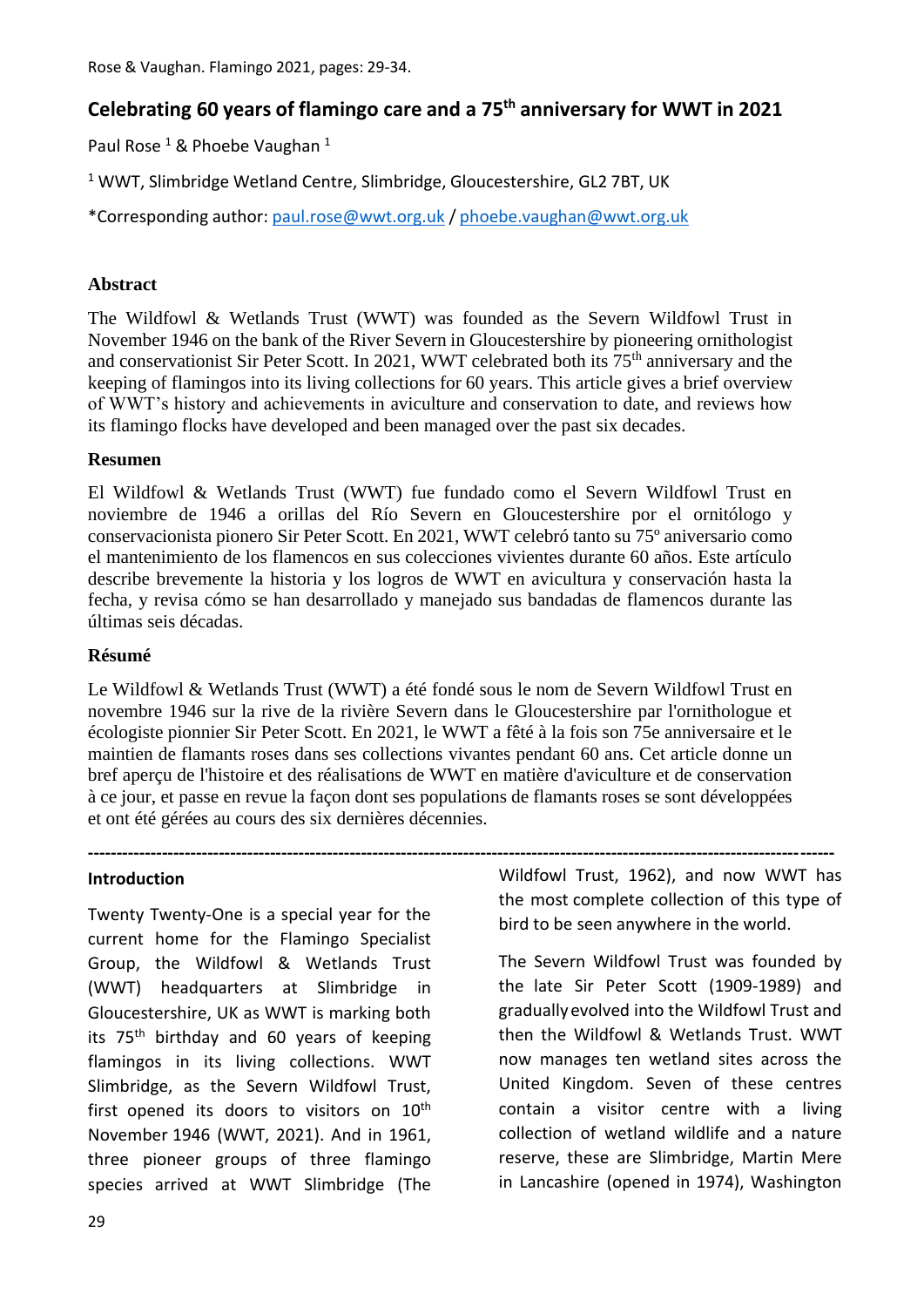# Celebrating 60 years of flamingo care and a 75th anniversary for WWT in 2021

Paul Rose [1] & Phoebe Vaughan [1]

[1] WWT, Slimbridge Wetland Centre, Slimbridge, Gloucestershire, GL2 7BT, UK

*Corresponding author: paul.rose@wwt.org.uk / phoebe.vaughan@wwt.org.uk

## Abstract

The Wildfowl & Wetlands Trust (WWT) was founded as the Severn Wildfowl Trust in November 1946 on the bank of the River Severn in Gloucestershire by pioneering ornithologist and conservationist Sir Peter Scott. In 2021, WWT celebrated both its 75th anniversary and the keeping of flamingos into its living collections for 60 years. This article gives a brief overview of WWT's history and achievements in aviculture and conservation to date, and reviews how its flamingo flocks have developed and been managed over the past six decades.

## Resumen

El Wildfowl & Wetlands Trust (WWT) fue fundado como el Severn Wildfowl Trust en noviembre de 1946 a orillas del Río Severn en Gloucestershire por el ornitólogo y conservacionista pionero Sir Peter Scott. En 2021, WWT celebró tanto su 75º aniversario como el mantenimiento de los flamencos en sus colecciones vivientes durante 60 años. Este artículo describe brevemente la historia y los logros de WWT en avicultura y conservación hasta la fecha, y revisa cómo se han desarrollado y manejado sus bandadas de flamencos durante las últimas seis décadas.

## Résumé

Le Wildfowl & Wetlands Trust (WWT) a été fondé sous le nom de Severn Wildfowl Trust en novembre 1946 sur la rive de la rivière Severn dans le Gloucestershire par l'ornithologue et écologiste pionnier Sir Peter Scott. En 2021, le WWT a fêté à la fois son 75e anniversaire et le maintien de flamants roses dans ses collections vivantes pendant 60 ans. Cet article donne un bref aperçu de l'histoire et des réalisations de WWT en matière d'aviculture et de conservation à ce jour, et passe en revue la façon dont ses populations de flamants roses se sont développées et ont été gérées au cours des six dernières décennies.

---

## Introduction

Twenty Twenty-One is a special year for the current home for the Flamingo Specialist Group, the Wildfowl & Wetlands Trust (WWT) headquarters at Slimbridge in Gloucestershire, UK as WWT is marking both its 75th birthday and 60 years of keeping flamingos in its living collections. WWT Slimbridge, as the Severn Wildfowl Trust, first opened its doors to visitors on 10th November 1946 (WWT, 2021). And in 1961, three pioneer groups of three flamingo species arrived at WWT Slimbridge (The Wildfowl Trust, 1962), and now WWT has the most complete collection of this type of bird to be seen anywhere in the world.

The Severn Wildfowl Trust was founded by the late Sir Peter Scott (1909-1989) and gradually evolved into the Wildfowl Trust and then the Wildfowl & Wetlands Trust. WWT now manages ten wetland sites across the United Kingdom. Seven of these centres contain a visitor centre with a living collection of wetland wildlife and a nature reserve, these are Slimbridge, Martin Mere in Lancashire (opened in 1974), Washington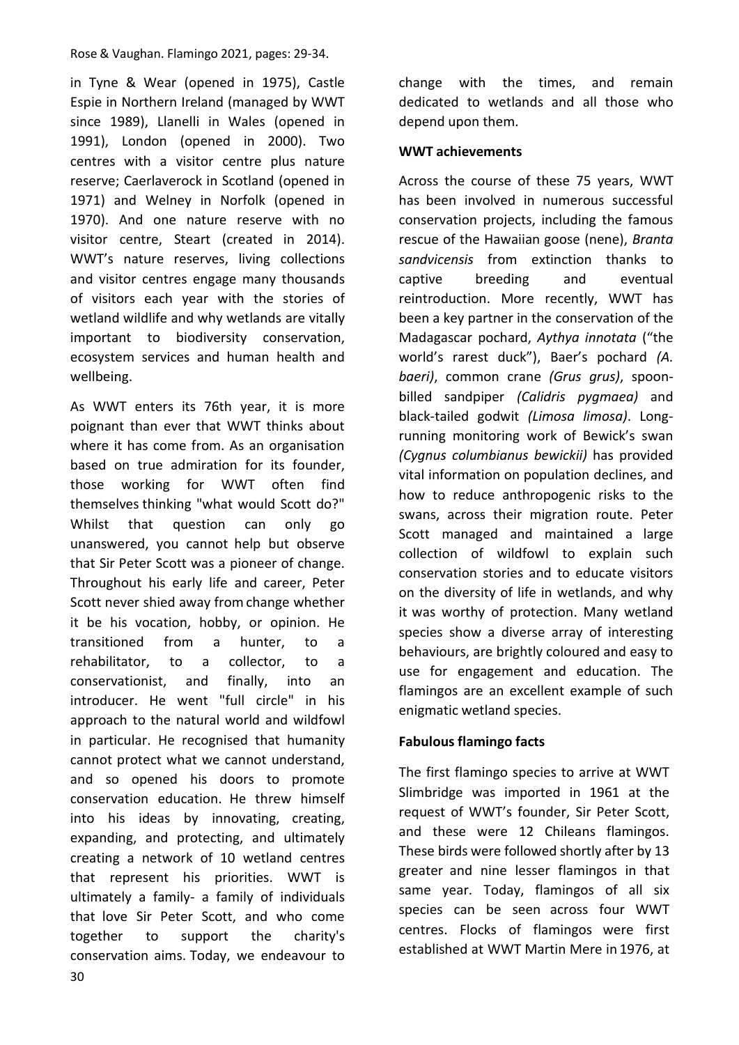in Tyne & Wear (opened in 1975), Castle Espie in Northern Ireland (managed by WWT since 1989), Llanelli in Wales (opened in 1991), London (opened in 2000). Two centres with a visitor centre plus nature reserve; Caerlaverock in Scotland (opened in 1971) and Welney in Norfolk (opened in 1970). And one nature reserve with no visitor centre, Steart (created in 2014). WWT's nature reserves, living collections and visitor centres engage many thousands of visitors each year with the stories of wetland wildlife and why wetlands are vitally important to biodiversity conservation, ecosystem services and human health and wellbeing.

As WWT enters its 76th year, it is more poignant than ever that WWT thinks about where it has come from. As an organisation based on true admiration for its founder, those working for WWT often find themselves thinking "what would Scott do?" Whilst that question can only go unanswered, you cannot help but observe that Sir Peter Scott was a pioneer of change. Throughout his early life and career, Peter Scott never shied away from change whether it be his vocation, hobby, or opinion. He transitioned from a hunter, to a rehabilitator, to a collector, to a conservationist, and finally, into an introducer. He went "full circle" in his approach to the natural world and wildfowl in particular. He recognised that humanity cannot protect what we cannot understand, and so opened his doors to promote conservation education. He threw himself into his ideas by innovating, creating, expanding, and protecting, and ultimately creating a network of 10 wetland centres that represent his priorities. WWT is ultimately a family- a family of individuals that love Sir Peter Scott, and who come together to support the charity's conservation aims. Today, we endeavour to change with the times, and remain dedicated to wetlands and all those who depend upon them.

**WWT achievements**

Across the course of these 75 years, WWT has been involved in numerous successful conservation projects, including the famous rescue of the Hawaiian goose (nene), *Branta sandvicensis* from extinction thanks to captive breeding and eventual reintroduction. More recently, WWT has been a key partner in the conservation of the Madagascar pochard, *Aythya innotata* ("the world's rarest duck"), Baer's pochard *(A. baeri)*, common crane *(Grus grus)*, spoon-billed sandpiper *(Calidris pygmaea)* and black-tailed godwit *(Limosa limosa)*. Long-running monitoring work of Bewick's swan *(Cygnus columbianus bewickii)* has provided vital information on population declines, and how to reduce anthropogenic risks to the swans, across their migration route. Peter Scott managed and maintained a large collection of wildfowl to explain such conservation stories and to educate visitors on the diversity of life in wetlands, and why it was worthy of protection. Many wetland species show a diverse array of interesting behaviours, are brightly coloured and easy to use for engagement and education. The flamingos are an excellent example of such enigmatic wetland species.

**Fabulous flamingo facts**

The first flamingo species to arrive at WWT Slimbridge was imported in 1961 at the request of WWT's founder, Sir Peter Scott, and these were 12 Chileans flamingos. These birds were followed shortly after by 13 greater and nine lesser flamingos in that same year. Today, flamingos of all six species can be seen across four WWT centres. Flocks of flamingos were first established at WWT Martin Mere in 1976, at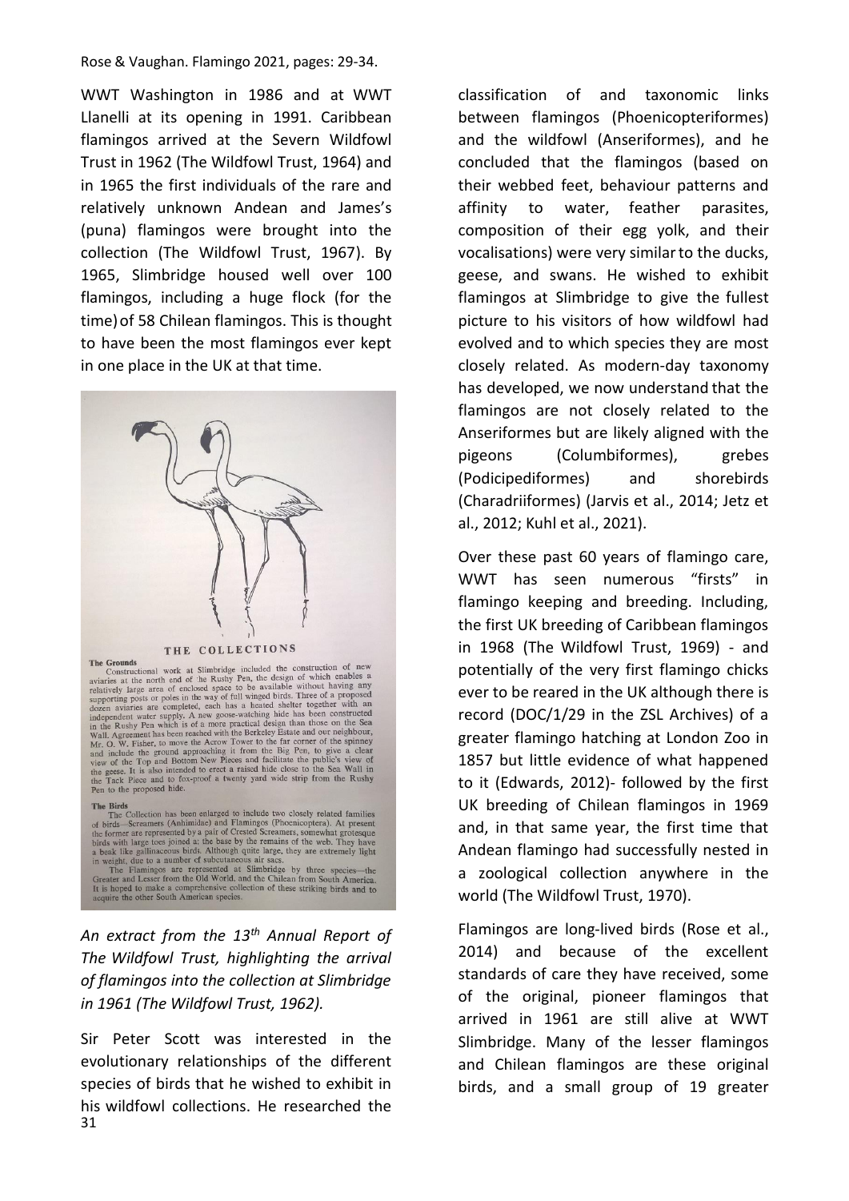WWT Washington in 1986 and at WWT Llanelli at its opening in 1991. Caribbean flamingos arrived at the Severn Wildfowl Trust in 1962 (The Wildfowl Trust, 1964) and in 1965 the first individuals of the rare and relatively unknown Andean and James's (puna) flamingos were brought into the collection (The Wildfowl Trust, 1967). By 1965, Slimbridge housed well over 100 flamingos, including a huge flock (for the time) of 58 Chilean flamingos. This is thought to have been the most flamingos ever kept in one place in the UK at that time.

> THE COLLECTIONS
>
> **The Grounds**
>
> Constructional work at Slimbridge included the construction of new aviaries at the north end of the Rushy Pen, the design of which enables a relatively large area of enclosed space to be available without having any supporting posts or poles in the way of full winged birds. Three of a proposed dozen aviaries are completed, each has a heated shelter together with an independent water supply. A new goose-watching hide has been constructed in the Rushy Pen which is of a more practical design than those on the Sea Wall. Agreement has been reached with the Berkeley Estate and our neighbour, Mr. O. W. Fisher, to move the Acrow Tower to the far corner of the spinney and include the ground approaching it from the Big Pen, to give a clear view of the Top and Bottom New Pieces and facilitate the public's view of the geese. It is also intended to erect a raised hide close to the Sea Wall in the Tack Piece and to fox-proof a twenty yard wide strip from the Rushy Pen to the proposed hide.
>
> **The Birds**
>
> The Collection has been enlarged to include two closely related families of birds—Screamers (Anhimidae) and Flamingos (Phoenicoptera). At present the former are represented by a pair of Crested Screamers, somewhat grotesque birds with large toes joined at the base by the remains of the web. They have a beak like gallinaceous birds. Although quite large, they are extremely light in weight, due to a number of subcutaneous air sacs.
>
> The Flamingos are represented at Slimbridge by three species—the Greater and Lesser from the Old World, and the Chilean from South America. It is hoped to make a comprehensive collection of these striking birds and to acquire the other South American species.

*An extract from the 13th Annual Report of The Wildfowl Trust, highlighting the arrival of flamingos into the collection at Slimbridge in 1961 (The Wildfowl Trust, 1962).*

Sir Peter Scott was interested in the evolutionary relationships of the different species of birds that he wished to exhibit in his wildfowl collections. He researched the classification of and taxonomic links between flamingos (Phoenicopteriformes) and the wildfowl (Anseriformes), and he concluded that the flamingos (based on their webbed feet, behaviour patterns and affinity to water, feather parasites, composition of their egg yolk, and their vocalisations) were very similar to the ducks, geese, and swans. He wished to exhibit flamingos at Slimbridge to give the fullest picture to his visitors of how wildfowl had evolved and to which species they are most closely related. As modern-day taxonomy has developed, we now understand that the flamingos are not closely related to the Anseriformes but are likely aligned with the pigeons (Columbiformes), grebes (Podicipediformes) and shorebirds (Charadriiformes) (Jarvis et al., 2014; Jetz et al., 2012; Kuhl et al., 2021).

Over these past 60 years of flamingo care, WWT has seen numerous "firsts" in flamingo keeping and breeding. Including, the first UK breeding of Caribbean flamingos in 1968 (The Wildfowl Trust, 1969) - and potentially of the very first flamingo chicks ever to be reared in the UK although there is record (DOC/1/29 in the ZSL Archives) of a greater flamingo hatching at London Zoo in 1857 but little evidence of what happened to it (Edwards, 2012)- followed by the first UK breeding of Chilean flamingos in 1969 and, in that same year, the first time that Andean flamingo had successfully nested in a zoological collection anywhere in the world (The Wildfowl Trust, 1970).

Flamingos are long-lived birds (Rose et al., 2014) and because of the excellent standards of care they have received, some of the original, pioneer flamingos that arrived in 1961 are still alive at WWT Slimbridge. Many of the lesser flamingos and Chilean flamingos are these original birds, and a small group of 19 greater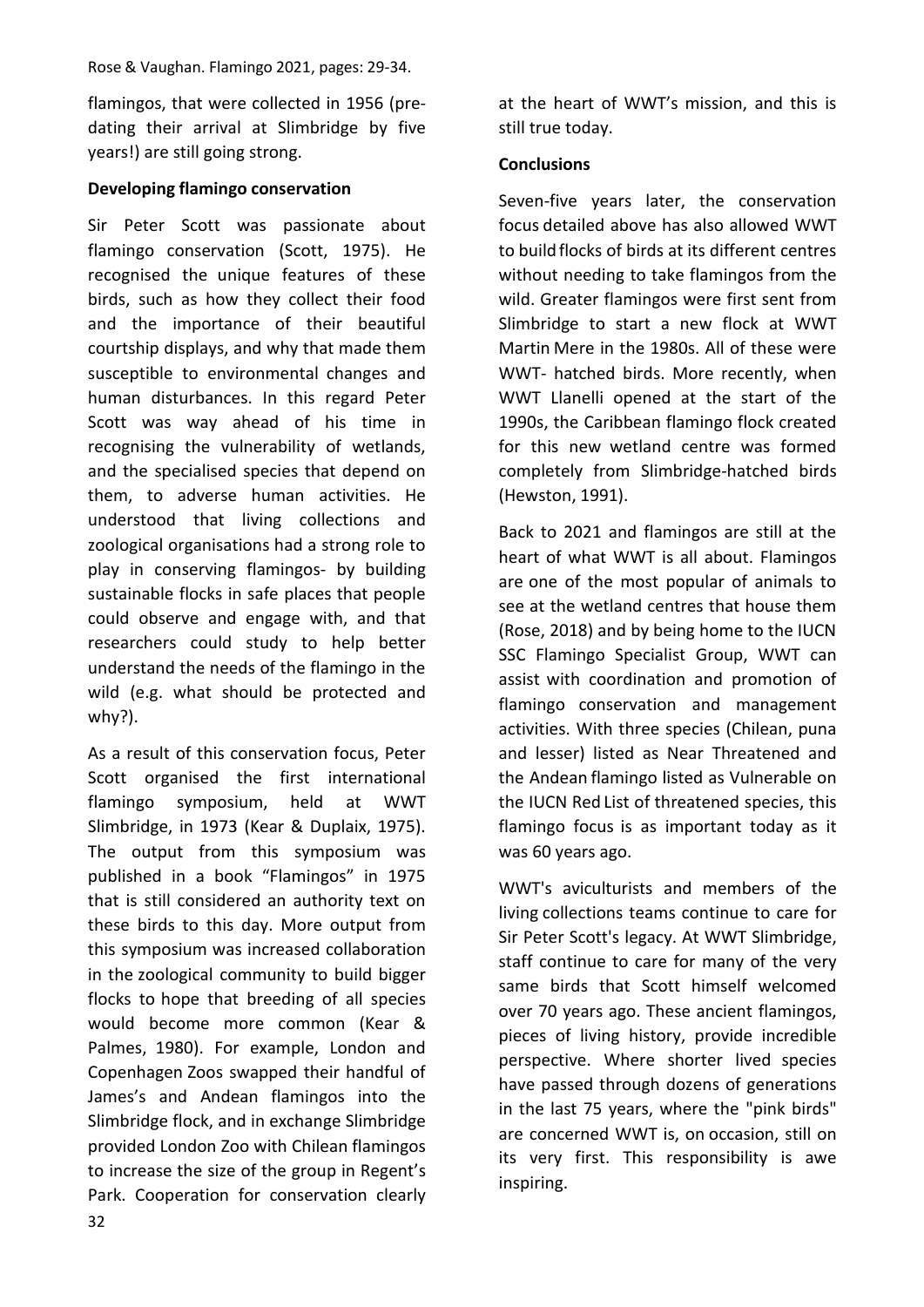flamingos, that were collected in 1956 (pre-dating their arrival at Slimbridge by five years!) are still going strong.

## Developing flamingo conservation

Sir Peter Scott was passionate about flamingo conservation (Scott, 1975). He recognised the unique features of these birds, such as how they collect their food and the importance of their beautiful courtship displays, and why that made them susceptible to environmental changes and human disturbances. In this regard Peter Scott was way ahead of his time in recognising the vulnerability of wetlands, and the specialised species that depend on them, to adverse human activities. He understood that living collections and zoological organisations had a strong role to play in conserving flamingos- by building sustainable flocks in safe places that people could observe and engage with, and that researchers could study to help better understand the needs of the flamingo in the wild (e.g. what should be protected and why?).

As a result of this conservation focus, Peter Scott organised the first international flamingo symposium, held at WWT Slimbridge, in 1973 (Kear & Duplaix, 1975). The output from this symposium was published in a book "Flamingos" in 1975 that is still considered an authority text on these birds to this day. More output from this symposium was increased collaboration in the zoological community to build bigger flocks to hope that breeding of all species would become more common (Kear & Palmes, 1980). For example, London and Copenhagen Zoos swapped their handful of James's and Andean flamingos into the Slimbridge flock, and in exchange Slimbridge provided London Zoo with Chilean flamingos to increase the size of the group in Regent's Park. Cooperation for conservation clearly at the heart of WWT's mission, and this is still true today.

## Conclusions

Seven-five years later, the conservation focus detailed above has also allowed WWT to build flocks of birds at its different centres without needing to take flamingos from the wild. Greater flamingos were first sent from Slimbridge to start a new flock at WWT Martin Mere in the 1980s. All of these were WWT- hatched birds. More recently, when WWT Llanelli opened at the start of the 1990s, the Caribbean flamingo flock created for this new wetland centre was formed completely from Slimbridge-hatched birds (Hewston, 1991).

Back to 2021 and flamingos are still at the heart of what WWT is all about. Flamingos are one of the most popular of animals to see at the wetland centres that house them (Rose, 2018) and by being home to the IUCN SSC Flamingo Specialist Group, WWT can assist with coordination and promotion of flamingo conservation and management activities. With three species (Chilean, puna and lesser) listed as Near Threatened and the Andean flamingo listed as Vulnerable on the IUCN Red List of threatened species, this flamingo focus is as important today as it was 60 years ago.

WWT's aviculturists and members of the living collections teams continue to care for Sir Peter Scott's legacy. At WWT Slimbridge, staff continue to care for many of the very same birds that Scott himself welcomed over 70 years ago. These ancient flamingos, pieces of living history, provide incredible perspective. Where shorter lived species have passed through dozens of generations in the last 75 years, where the "pink birds" are concerned WWT is, on occasion, still on its very first. This responsibility is awe inspiring.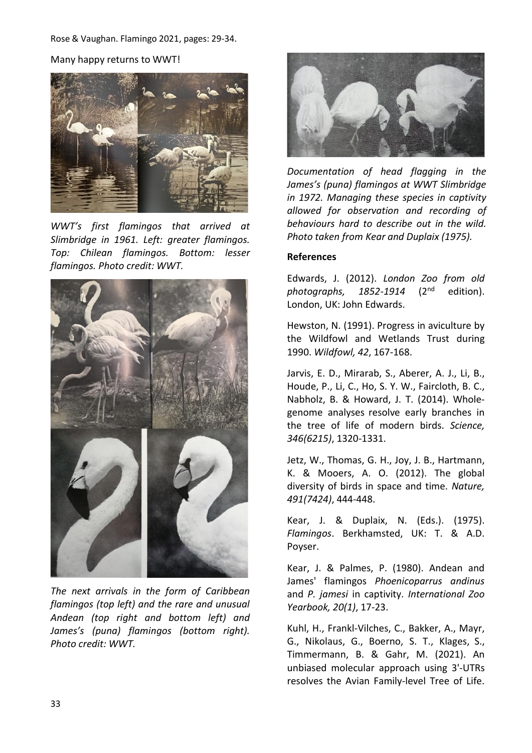Many happy returns to WWT!

*WWT's first flamingos that arrived at Slimbridge in 1961. Left: greater flamingos. Top: Chilean flamingos. Bottom: lesser flamingos. Photo credit: WWT.*

*The next arrivals in the form of Caribbean flamingos (top left) and the rare and unusual Andean (top right and bottom left) and James's (puna) flamingos (bottom right). Photo credit: WWT.*

*Documentation of head flagging in the James's (puna) flamingos at WWT Slimbridge in 1972. Managing these species in captivity allowed for observation and recording of behaviours hard to describe out in the wild. Photo taken from Kear and Duplaix (1975).*

**References**

Edwards, J. (2012). *London Zoo from old photographs, 1852-1914* (2nd edition). London, UK: John Edwards.

Hewston, N. (1991). Progress in aviculture by the Wildfowl and Wetlands Trust during 1990. *Wildfowl, 42*, 167-168.

Jarvis, E. D., Mirarab, S., Aberer, A. J., Li, B., Houde, P., Li, C., Ho, S. Y. W., Faircloth, B. C., Nabholz, B. & Howard, J. T. (2014). Whole-genome analyses resolve early branches in the tree of life of modern birds. *Science, 346(6215)*, 1320-1331.

Jetz, W., Thomas, G. H., Joy, J. B., Hartmann, K. & Mooers, A. O. (2012). The global diversity of birds in space and time. *Nature, 491(7424)*, 444-448.

Kear, J. & Duplaix, N. (Eds.). (1975). *Flamingos*. Berkhamsted, UK: T. & A.D. Poyser.

Kear, J. & Palmes, P. (1980). Andean and James' flamingos *Phoenicoparrus andinus* and *P. jamesi* in captivity. *International Zoo Yearbook, 20(1)*, 17-23.

Kuhl, H., Frankl-Vilches, C., Bakker, A., Mayr, G., Nikolaus, G., Boerno, S. T., Klages, S., Timmermann, B. & Gahr, M. (2021). An unbiased molecular approach using 3'-UTRs resolves the Avian Family-level Tree of Life.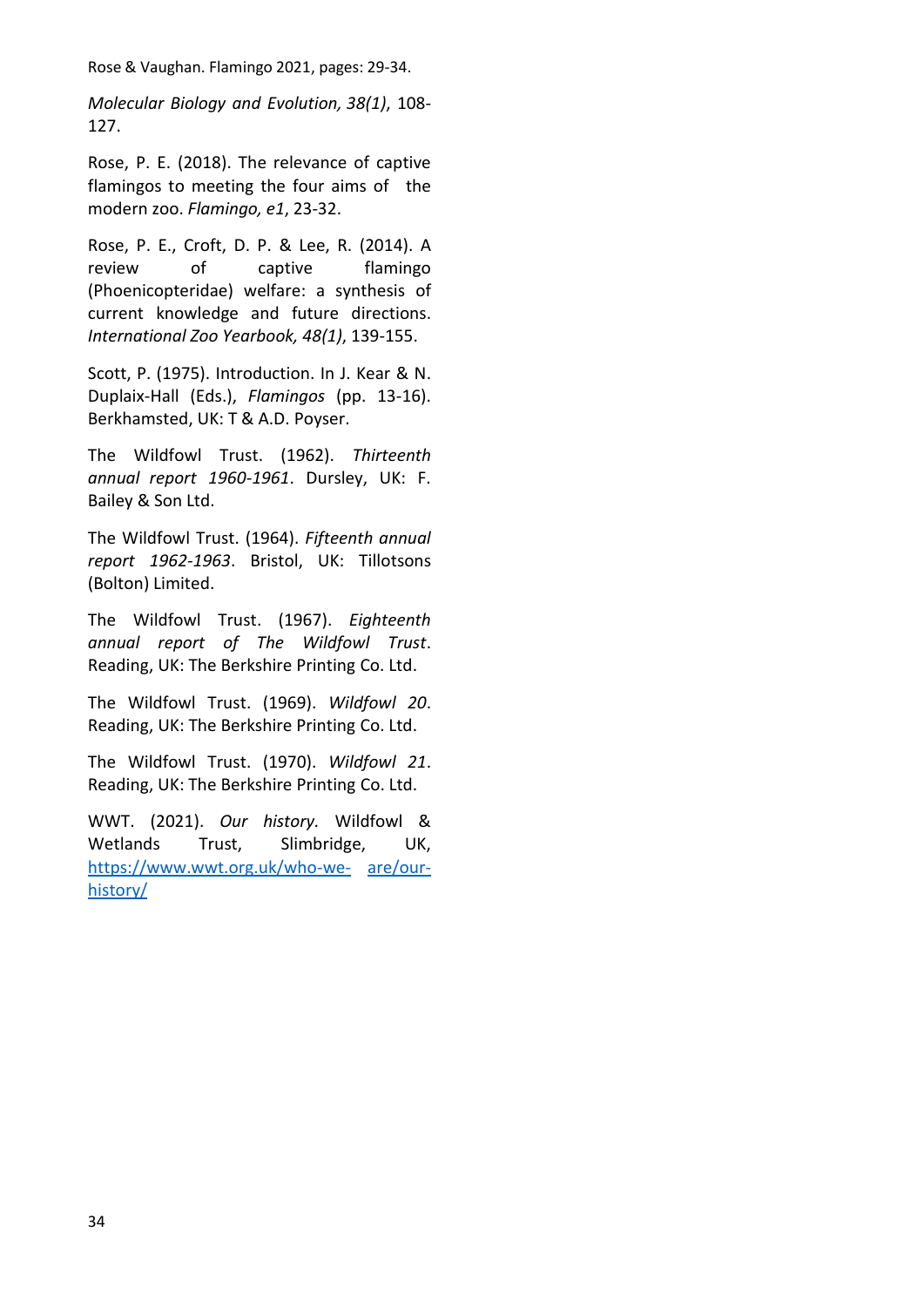*Molecular Biology and Evolution, 38(1)*, 108-127.

Rose, P. E. (2018). The relevance of captive flamingos to meeting the four aims of the modern zoo. *Flamingo, e1*, 23-32.

Rose, P. E., Croft, D. P. & Lee, R. (2014). A review of captive flamingo (Phoenicopteridae) welfare: a synthesis of current knowledge and future directions. *International Zoo Yearbook, 48(1)*, 139-155.

Scott, P. (1975). Introduction. In J. Kear & N. Duplaix-Hall (Eds.), *Flamingos* (pp. 13-16). Berkhamsted, UK: T & A.D. Poyser.

The Wildfowl Trust. (1962). *Thirteenth annual report 1960-1961*. Dursley, UK: F. Bailey & Son Ltd.

The Wildfowl Trust. (1964). *Fifteenth annual report 1962-1963*. Bristol, UK: Tillotsons (Bolton) Limited.

The Wildfowl Trust. (1967). *Eighteenth annual report of The Wildfowl Trust*. Reading, UK: The Berkshire Printing Co. Ltd.

The Wildfowl Trust. (1969). *Wildfowl 20*. Reading, UK: The Berkshire Printing Co. Ltd.

The Wildfowl Trust. (1970). *Wildfowl 21*. Reading, UK: The Berkshire Printing Co. Ltd.

WWT. (2021). *Our history.* Wildfowl & Wetlands Trust, Slimbridge, UK, https://www.wwt.org.uk/who-we-are/our-history/